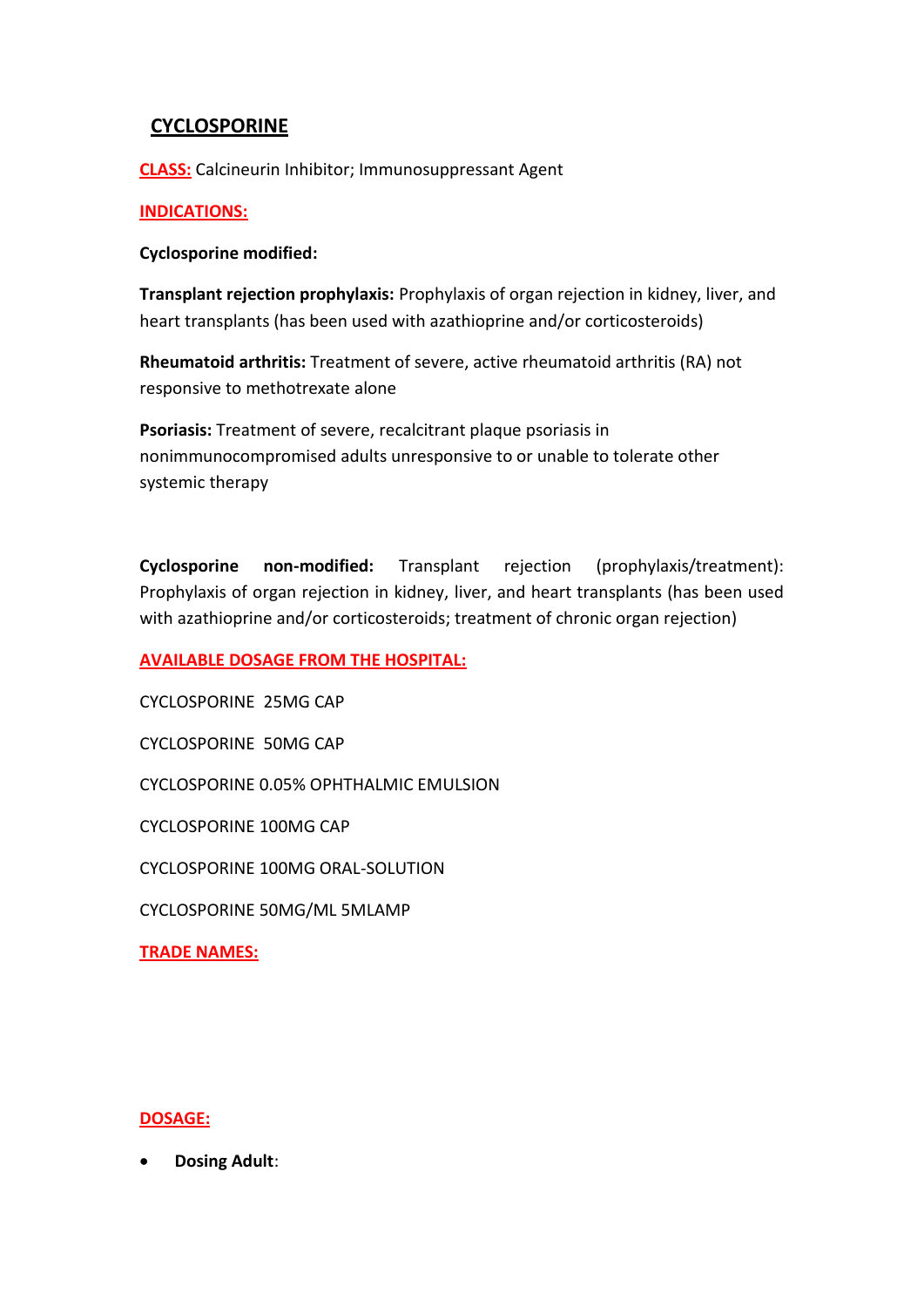# CYCLOSPORINE

**CLASS:** Calcineurin Inhibitor; Immunosuppressant Agent

**INDICATIONS:**

**Cyclosporine modified:**

**Transplant rejection prophylaxis:** Prophylaxis of organ rejection in kidney, liver, and heart transplants (has been used with azathioprine and/or corticosteroids)

**Rheumatoid arthritis:** Treatment of severe, active rheumatoid arthritis (RA) not responsive to methotrexate alone

**Psoriasis:** Treatment of severe, recalcitrant plaque psoriasis in nonimmunocompromised adults unresponsive to or unable to tolerate other systemic therapy

**Cyclosporine non-modified:** Transplant rejection (prophylaxis/treatment): Prophylaxis of organ rejection in kidney, liver, and heart transplants (has been used with azathioprine and/or corticosteroids; treatment of chronic organ rejection)

**AVAILABLE DOSAGE FROM THE HOSPITAL:**

CYCLOSPORINE 25MG CAP

CYCLOSPORINE 50MG CAP

CYCLOSPORINE 0.05% OPHTHALMIC EMULSION

CYCLOSPORINE 100MG CAP

CYCLOSPORINE 100MG ORAL-SOLUTION

CYCLOSPORINE 50MG/ML 5MLAMP

**TRADE NAMES:**

**DOSAGE:**

- **Dosing Adult**: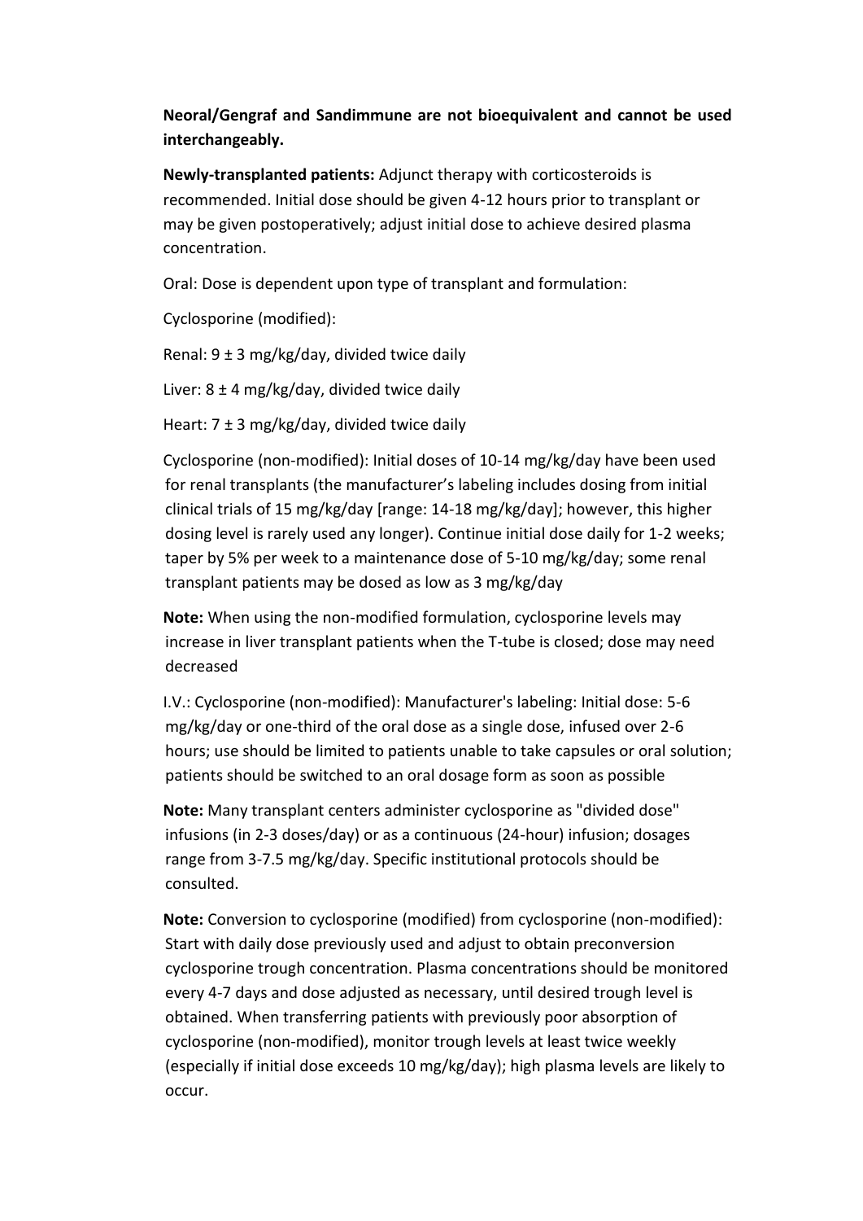**Neoral/Gengraf and Sandimmune are not bioequivalent and cannot be used interchangeably.**

**Newly-transplanted patients:** Adjunct therapy with corticosteroids is recommended. Initial dose should be given 4-12 hours prior to transplant or may be given postoperatively; adjust initial dose to achieve desired plasma concentration.

Oral: Dose is dependent upon type of transplant and formulation:

Cyclosporine (modified):

Renal: 9 ± 3 mg/kg/day, divided twice daily

Liver: 8 ± 4 mg/kg/day, divided twice daily

Heart: 7 ± 3 mg/kg/day, divided twice daily

Cyclosporine (non-modified): Initial doses of 10-14 mg/kg/day have been used for renal transplants (the manufacturer's labeling includes dosing from initial clinical trials of 15 mg/kg/day [range: 14-18 mg/kg/day]; however, this higher dosing level is rarely used any longer). Continue initial dose daily for 1-2 weeks; taper by 5% per week to a maintenance dose of 5-10 mg/kg/day; some renal transplant patients may be dosed as low as 3 mg/kg/day

**Note:** When using the non-modified formulation, cyclosporine levels may increase in liver transplant patients when the T-tube is closed; dose may need decreased

I.V.: Cyclosporine (non-modified): Manufacturer's labeling: Initial dose: 5-6 mg/kg/day or one-third of the oral dose as a single dose, infused over 2-6 hours; use should be limited to patients unable to take capsules or oral solution; patients should be switched to an oral dosage form as soon as possible

**Note:** Many transplant centers administer cyclosporine as "divided dose" infusions (in 2-3 doses/day) or as a continuous (24-hour) infusion; dosages range from 3-7.5 mg/kg/day. Specific institutional protocols should be consulted.

**Note:** Conversion to cyclosporine (modified) from cyclosporine (non-modified): Start with daily dose previously used and adjust to obtain preconversion cyclosporine trough concentration. Plasma concentrations should be monitored every 4-7 days and dose adjusted as necessary, until desired trough level is obtained. When transferring patients with previously poor absorption of cyclosporine (non-modified), monitor trough levels at least twice weekly (especially if initial dose exceeds 10 mg/kg/day); high plasma levels are likely to occur.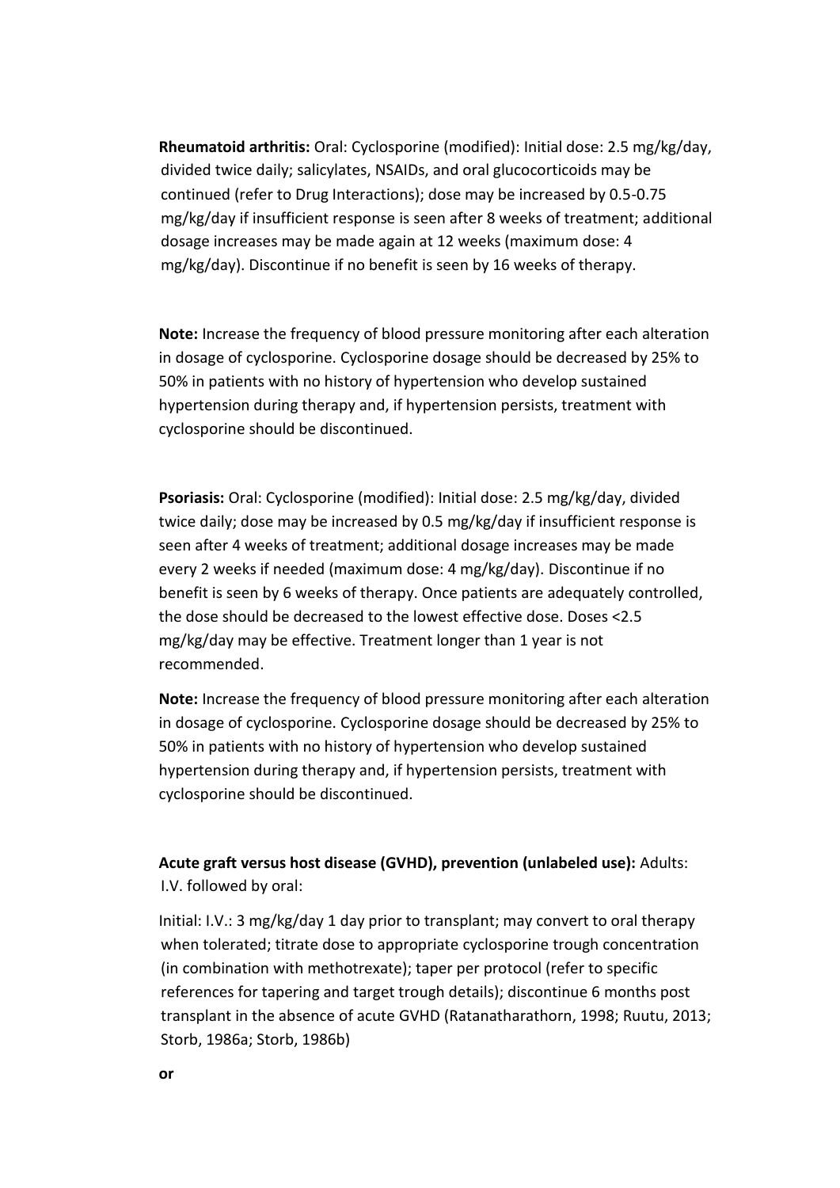**Rheumatoid arthritis:** Oral: Cyclosporine (modified): Initial dose: 2.5 mg/kg/day, divided twice daily; salicylates, NSAIDs, and oral glucocorticoids may be continued (refer to Drug Interactions); dose may be increased by 0.5-0.75 mg/kg/day if insufficient response is seen after 8 weeks of treatment; additional dosage increases may be made again at 12 weeks (maximum dose: 4 mg/kg/day). Discontinue if no benefit is seen by 16 weeks of therapy.

**Note:** Increase the frequency of blood pressure monitoring after each alteration in dosage of cyclosporine. Cyclosporine dosage should be decreased by 25% to 50% in patients with no history of hypertension who develop sustained hypertension during therapy and, if hypertension persists, treatment with cyclosporine should be discontinued.

**Psoriasis:** Oral: Cyclosporine (modified): Initial dose: 2.5 mg/kg/day, divided twice daily; dose may be increased by 0.5 mg/kg/day if insufficient response is seen after 4 weeks of treatment; additional dosage increases may be made every 2 weeks if needed (maximum dose: 4 mg/kg/day). Discontinue if no benefit is seen by 6 weeks of therapy. Once patients are adequately controlled, the dose should be decreased to the lowest effective dose. Doses <2.5 mg/kg/day may be effective. Treatment longer than 1 year is not recommended.

**Note:** Increase the frequency of blood pressure monitoring after each alteration in dosage of cyclosporine. Cyclosporine dosage should be decreased by 25% to 50% in patients with no history of hypertension who develop sustained hypertension during therapy and, if hypertension persists, treatment with cyclosporine should be discontinued.

**Acute graft versus host disease (GVHD), prevention (unlabeled use):** Adults: I.V. followed by oral:

Initial: I.V.: 3 mg/kg/day 1 day prior to transplant; may convert to oral therapy when tolerated; titrate dose to appropriate cyclosporine trough concentration (in combination with methotrexate); taper per protocol (refer to specific references for tapering and target trough details); discontinue 6 months post transplant in the absence of acute GVHD (Ratanatharathorn, 1998; Ruutu, 2013; Storb, 1986a; Storb, 1986b)

**or**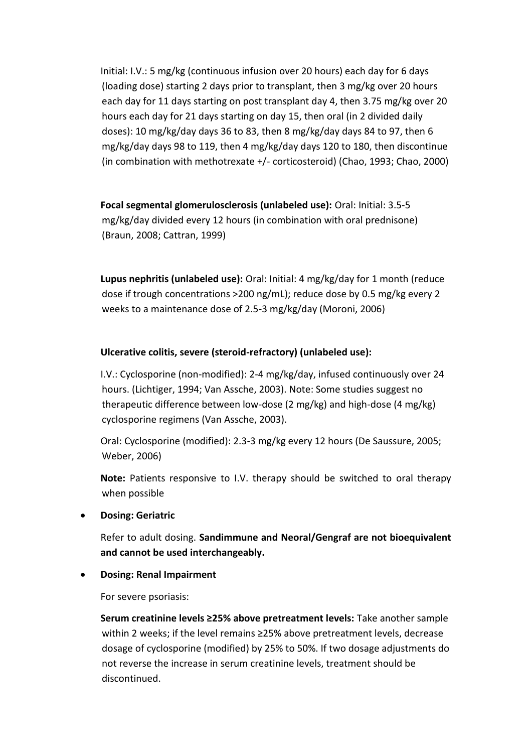Initial: I.V.: 5 mg/kg (continuous infusion over 20 hours) each day for 6 days (loading dose) starting 2 days prior to transplant, then 3 mg/kg over 20 hours each day for 11 days starting on post transplant day 4, then 3.75 mg/kg over 20 hours each day for 21 days starting on day 15, then oral (in 2 divided daily doses): 10 mg/kg/day days 36 to 83, then 8 mg/kg/day days 84 to 97, then 6 mg/kg/day days 98 to 119, then 4 mg/kg/day days 120 to 180, then discontinue (in combination with methotrexate +/- corticosteroid) (Chao, 1993; Chao, 2000)

**Focal segmental glomerulosclerosis (unlabeled use):** Oral: Initial: 3.5-5 mg/kg/day divided every 12 hours (in combination with oral prednisone) (Braun, 2008; Cattran, 1999)

**Lupus nephritis (unlabeled use):** Oral: Initial: 4 mg/kg/day for 1 month (reduce dose if trough concentrations >200 ng/mL); reduce dose by 0.5 mg/kg every 2 weeks to a maintenance dose of 2.5-3 mg/kg/day (Moroni, 2006)

**Ulcerative colitis, severe (steroid-refractory) (unlabeled use):**

I.V.: Cyclosporine (non-modified): 2-4 mg/kg/day, infused continuously over 24 hours. (Lichtiger, 1994; Van Assche, 2003). Note: Some studies suggest no therapeutic difference between low-dose (2 mg/kg) and high-dose (4 mg/kg) cyclosporine regimens (Van Assche, 2003).

Oral: Cyclosporine (modified): 2.3-3 mg/kg every 12 hours (De Saussure, 2005; Weber, 2006)

**Note:** Patients responsive to I.V. therapy should be switched to oral therapy when possible

- **Dosing: Geriatric**

  Refer to adult dosing. **Sandimmune and Neoral/Gengraf are not bioequivalent and cannot be used interchangeably.**

- **Dosing: Renal Impairment**

  For severe psoriasis:

  **Serum creatinine levels ≥25% above pretreatment levels:** Take another sample within 2 weeks; if the level remains ≥25% above pretreatment levels, decrease dosage of cyclosporine (modified) by 25% to 50%. If two dosage adjustments do not reverse the increase in serum creatinine levels, treatment should be discontinued.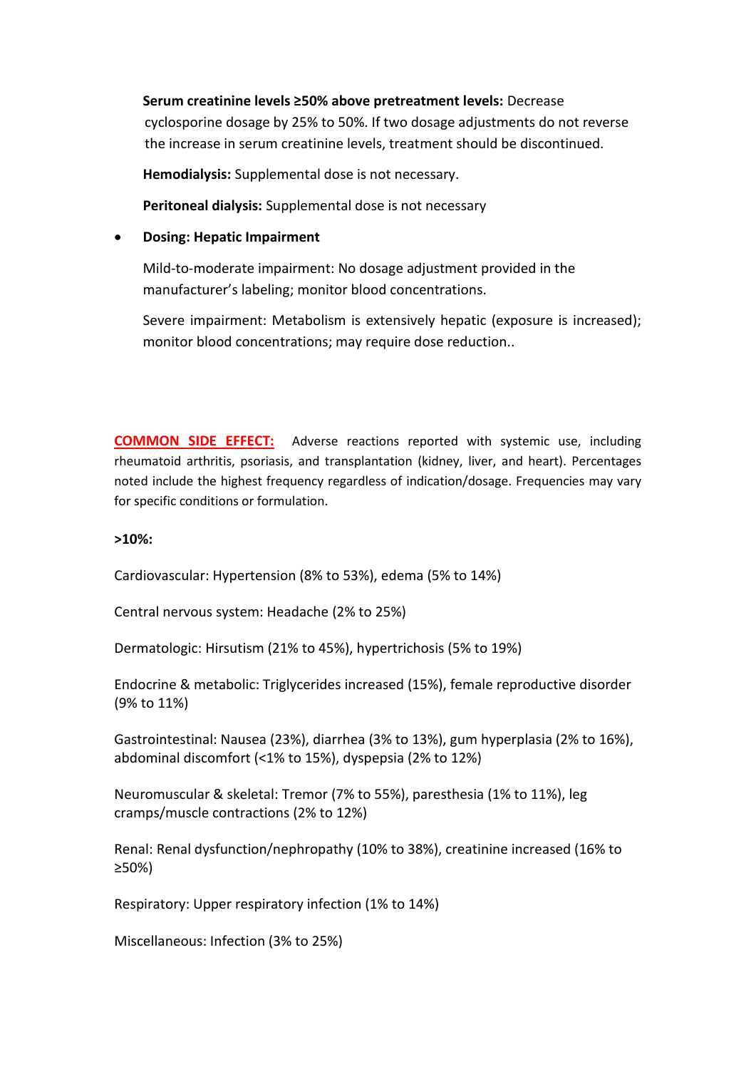**Serum creatinine levels ≥50% above pretreatment levels:** Decrease cyclosporine dosage by 25% to 50%. If two dosage adjustments do not reverse the increase in serum creatinine levels, treatment should be discontinued.

**Hemodialysis:** Supplemental dose is not necessary.

**Peritoneal dialysis:** Supplemental dose is not necessary

- **Dosing: Hepatic Impairment**

  Mild-to-moderate impairment: No dosage adjustment provided in the manufacturer's labeling; monitor blood concentrations.

  Severe impairment: Metabolism is extensively hepatic (exposure is increased); monitor blood concentrations; may require dose reduction..

**COMMON SIDE EFFECT:** Adverse reactions reported with systemic use, including rheumatoid arthritis, psoriasis, and transplantation (kidney, liver, and heart). Percentages noted include the highest frequency regardless of indication/dosage. Frequencies may vary for specific conditions or formulation.

**>10%:**

Cardiovascular: Hypertension (8% to 53%), edema (5% to 14%)

Central nervous system: Headache (2% to 25%)

Dermatologic: Hirsutism (21% to 45%), hypertrichosis (5% to 19%)

Endocrine & metabolic: Triglycerides increased (15%), female reproductive disorder (9% to 11%)

Gastrointestinal: Nausea (23%), diarrhea (3% to 13%), gum hyperplasia (2% to 16%), abdominal discomfort (<1% to 15%), dyspepsia (2% to 12%)

Neuromuscular & skeletal: Tremor (7% to 55%), paresthesia (1% to 11%), leg cramps/muscle contractions (2% to 12%)

Renal: Renal dysfunction/nephropathy (10% to 38%), creatinine increased (16% to ≥50%)

Respiratory: Upper respiratory infection (1% to 14%)

Miscellaneous: Infection (3% to 25%)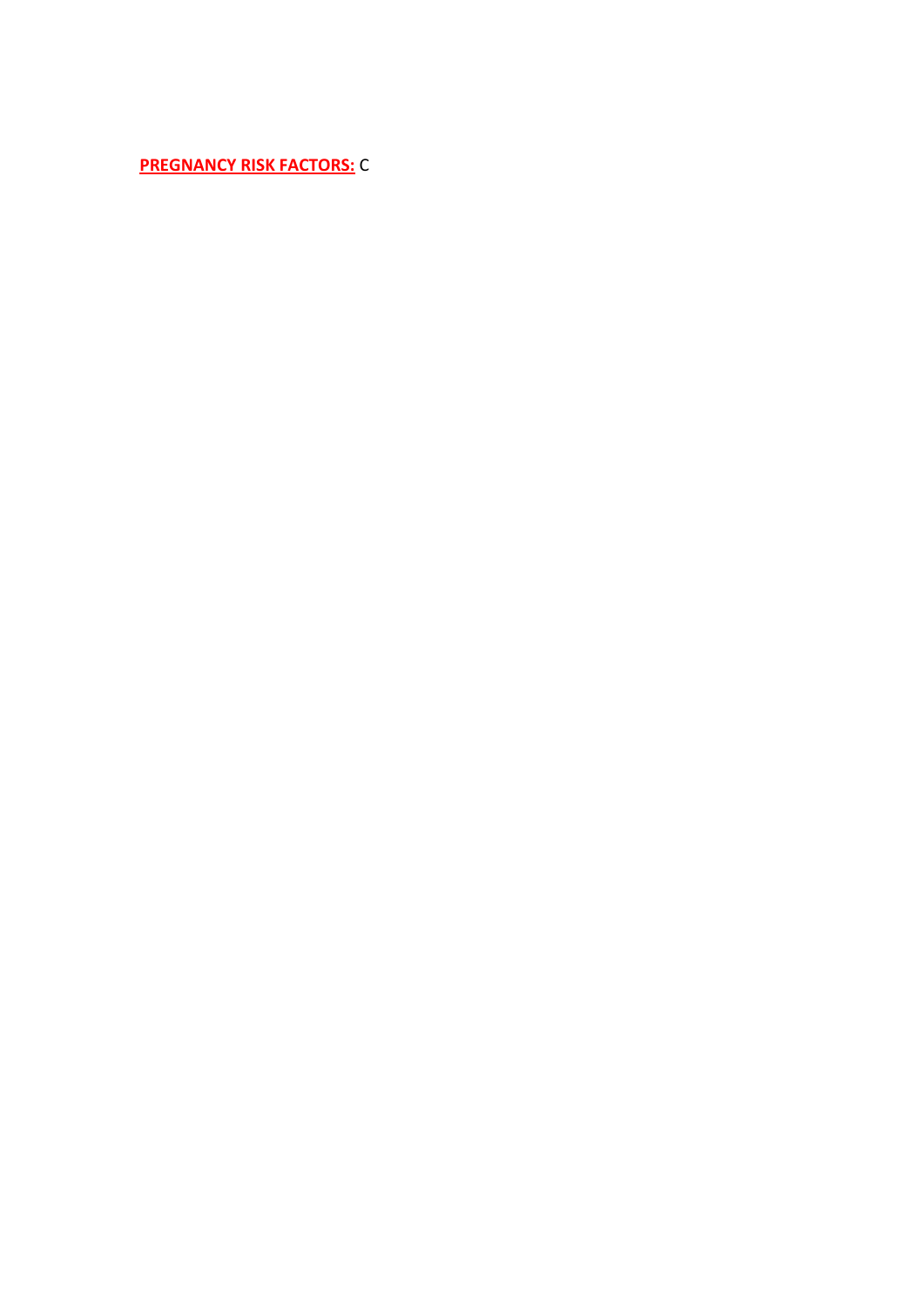**PREGNANCY RISK FACTORS:** C